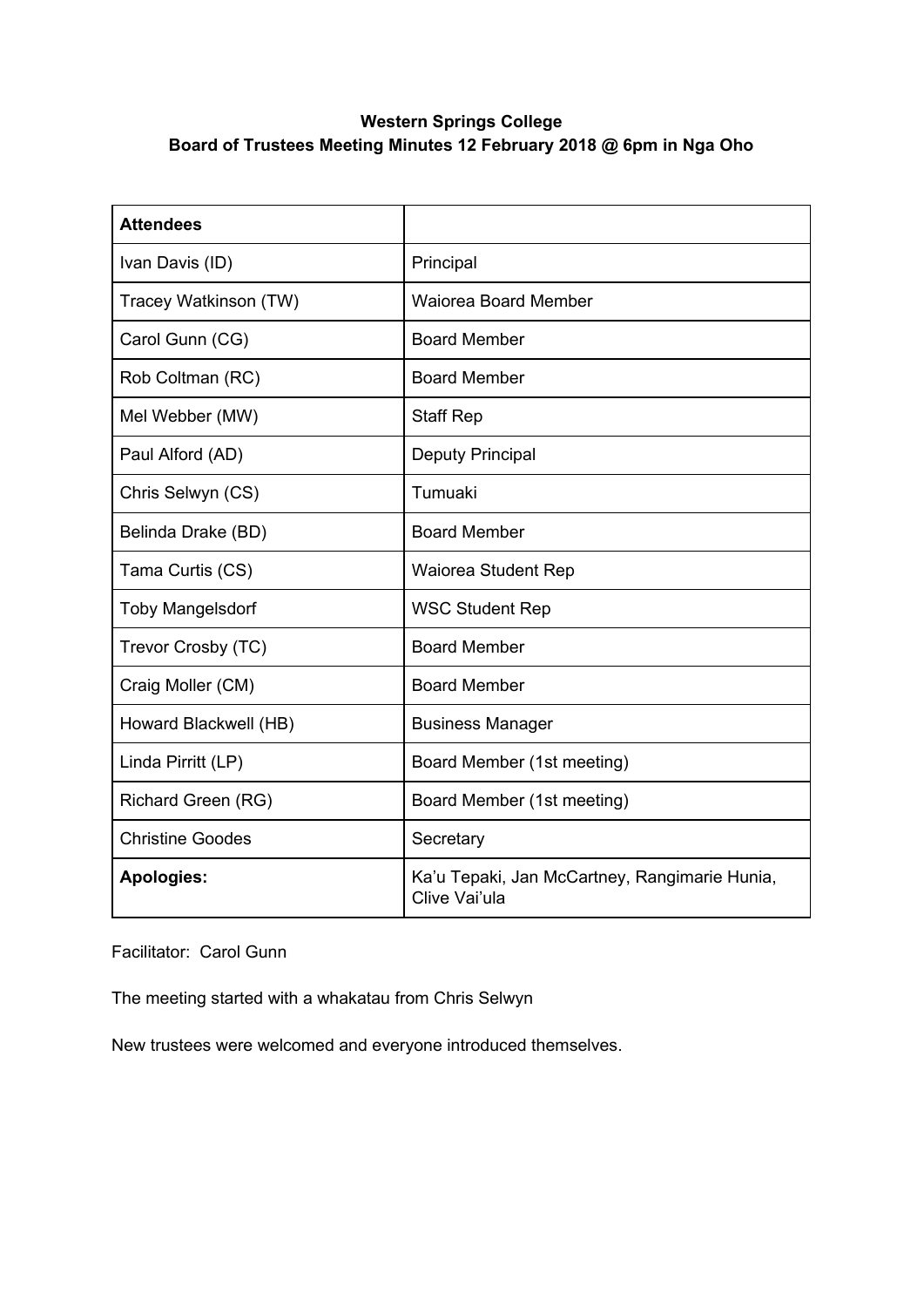**Western Springs College**
**Board of Trustees Meeting Minutes 12 February 2018 @ 6pm in Nga Oho**

| **Attendees** | |
|---|---|
| Ivan Davis (ID) | Principal |
| Tracey Watkinson (TW) | Waiorea Board Member |
| Carol Gunn (CG) | Board Member |
| Rob Coltman (RC) | Board Member |
| Mel Webber (MW) | Staff Rep |
| Paul Alford (AD) | Deputy Principal |
| Chris Selwyn (CS) | Tumuaki |
| Belinda Drake (BD) | Board Member |
| Tama Curtis (CS) | Waiorea Student Rep |
| Toby Mangelsdorf | WSC Student Rep |
| Trevor Crosby (TC) | Board Member |
| Craig Moller (CM) | Board Member |
| Howard Blackwell (HB) | Business Manager |
| Linda Pirritt (LP) | Board Member (1st meeting) |
| Richard Green (RG) | Board Member (1st meeting) |
| Christine Goodes | Secretary |
| **Apologies:** | Ka'u Tepaki, Jan McCartney, Rangimarie Hunia, Clive Vai'ula |

Facilitator: Carol Gunn

The meeting started with a whakatau from Chris Selwyn

New trustees were welcomed and everyone introduced themselves.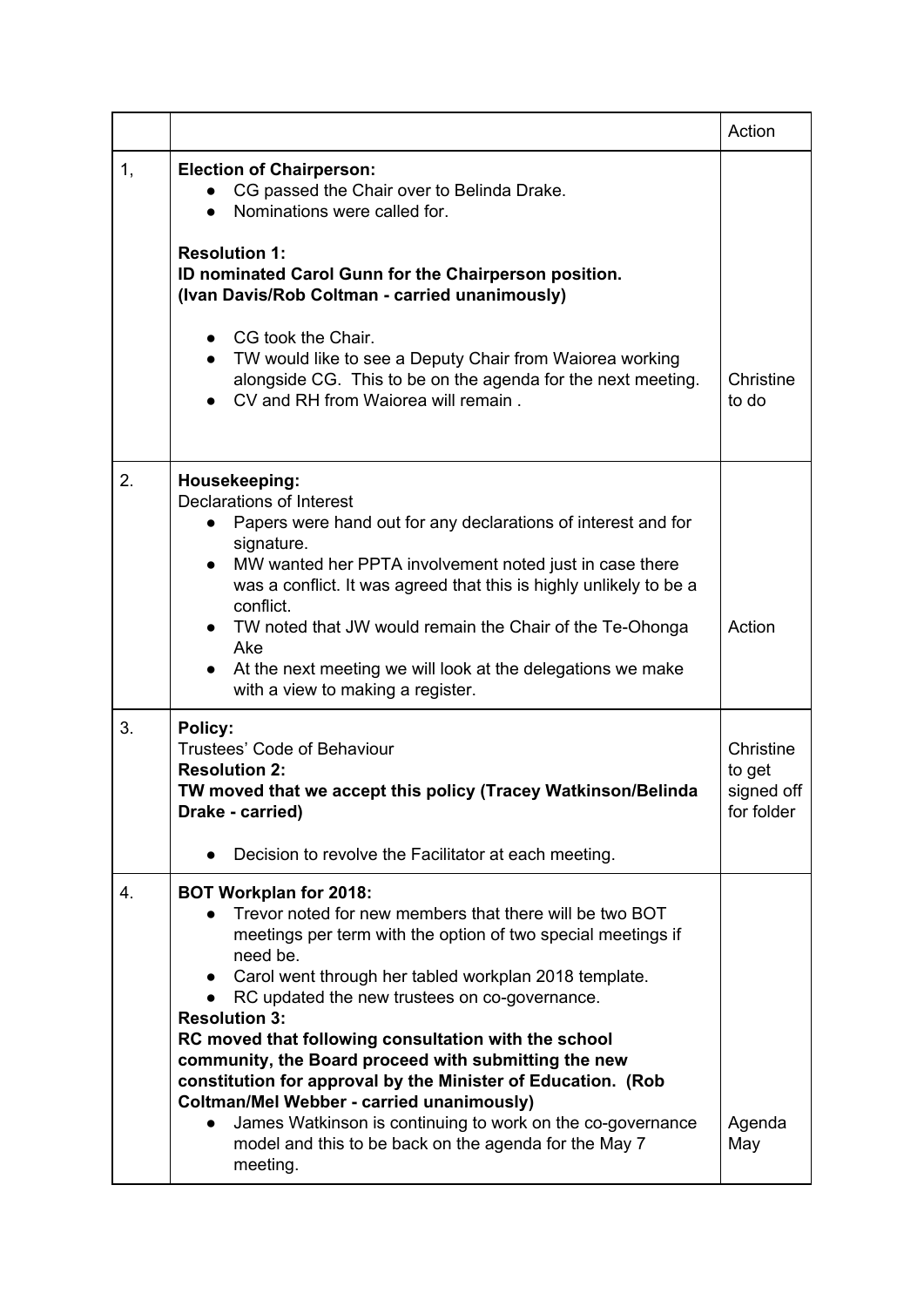|  |  | Action |
|---|---|---|
| 1, | **Election of Chairperson:**<br>● CG passed the Chair over to Belinda Drake.<br>● Nominations were called for.<br><br>**Resolution 1:**<br>**ID nominated Carol Gunn for the Chairperson position.**<br>**(Ivan Davis/Rob Coltman - carried unanimously)**<br><br>● CG took the Chair.<br>● TW would like to see a Deputy Chair from Waiorea working alongside CG. This to be on the agenda for the next meeting.<br>● CV and RH from Waiorea will remain . | Christine to do |
| 2. | **Housekeeping:**<br>Declarations of Interest<br>● Papers were hand out for any declarations of interest and for signature.<br>● MW wanted her PPTA involvement noted just in case there was a conflict. It was agreed that this is highly unlikely to be a conflict.<br>● TW noted that JW would remain the Chair of the Te-Ohonga Ake<br>● At the next meeting we will look at the delegations we make with a view to making a register. | Action |
| 3. | **Policy:**<br>Trustees' Code of Behaviour<br>**Resolution 2:**<br>**TW moved that we accept this policy (Tracey Watkinson/Belinda Drake - carried)**<br><br>● Decision to revolve the Facilitator at each meeting. | Christine to get signed off for folder |
| 4. | **BOT Workplan for 2018:**<br>● Trevor noted for new members that there will be two BOT meetings per term with the option of two special meetings if need be.<br>● Carol went through her tabled workplan 2018 template.<br>● RC updated the new trustees on co-governance.<br>**Resolution 3:**<br>**RC moved that following consultation with the school community, the Board proceed with submitting the new constitution for approval by the Minister of Education. (Rob Coltman/Mel Webber - carried unanimously)**<br>● James Watkinson is continuing to work on the co-governance model and this to be back on the agenda for the May 7 meeting. | Agenda May |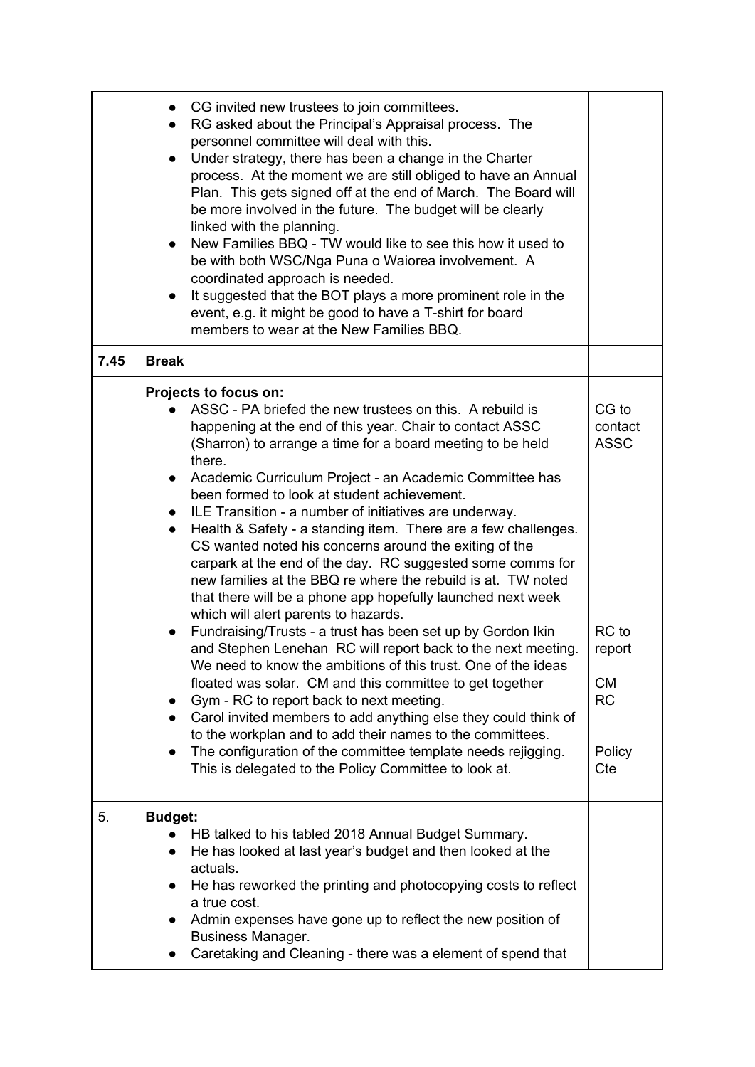| | | |
|---|---|---|
| | • CG invited new trustees to join committees.<br>• RG asked about the Principal's Appraisal process. The personnel committee will deal with this.<br>• Under strategy, there has been a change in the Charter process. At the moment we are still obliged to have an Annual Plan. This gets signed off at the end of March. The Board will be more involved in the future. The budget will be clearly linked with the planning.<br>• New Families BBQ - TW would like to see this how it used to be with both WSC/Nga Puna o Waiorea involvement. A coordinated approach is needed.<br>• It suggested that the BOT plays a more prominent role in the event, e.g. it might be good to have a T-shirt for board members to wear at the New Families BBQ. | |
| 7.45 | **Break** | |
| | **Projects to focus on:**<br>• ASSC - PA briefed the new trustees on this. A rebuild is happening at the end of this year. Chair to contact ASSC (Sharron) to arrange a time for a board meeting to be held there.<br>• Academic Curriculum Project - an Academic Committee has been formed to look at student achievement.<br>• ILE Transition - a number of initiatives are underway.<br>• Health & Safety - a standing item. There are a few challenges. CS wanted noted his concerns around the exiting of the carpark at the end of the day. RC suggested some comms for new families at the BBQ re where the rebuild is at. TW noted that there will be a phone app hopefully launched next week which will alert parents to hazards.<br>• Fundraising/Trusts - a trust has been set up by Gordon Ikin and Stephen Lenehan RC will report back to the next meeting. We need to know the ambitions of this trust. One of the ideas floated was solar. CM and this committee to get together<br>• Gym - RC to report back to next meeting.<br>• Carol invited members to add anything else they could think of to the workplan and to add their names to the committees.<br>• The configuration of the committee template needs rejigging. This is delegated to the Policy Committee to look at. | CG to contact ASSC<br><br>RC to report<br>CM<br>RC<br><br>Policy Cte |
| 5. | **Budget:**<br>• HB talked to his tabled 2018 Annual Budget Summary.<br>• He has looked at last year's budget and then looked at the actuals.<br>• He has reworked the printing and photocopying costs to reflect a true cost.<br>• Admin expenses have gone up to reflect the new position of Business Manager.<br>• Caretaking and Cleaning - there was a element of spend that | |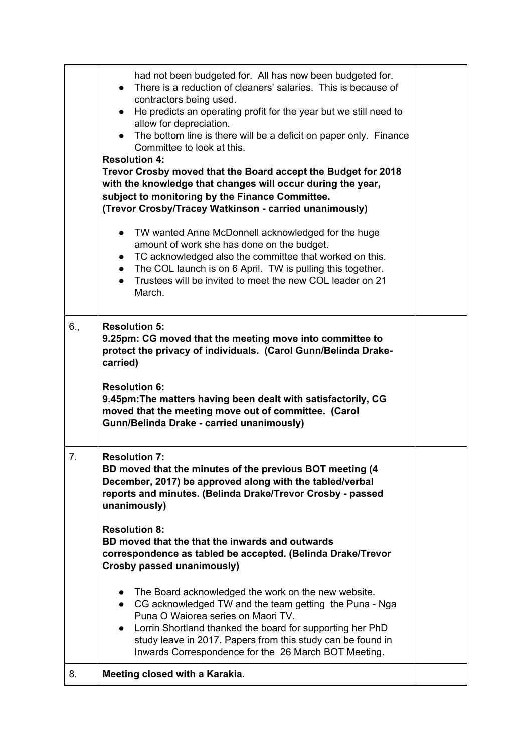| | | |
|---|---|---|
| | had not been budgeted for. All has now been budgeted for.<br>● There is a reduction of cleaners' salaries. This is because of contractors being used.<br>● He predicts an operating profit for the year but we still need to allow for depreciation.<br>● The bottom line is there will be a deficit on paper only. Finance Committee to look at this.<br>**Resolution 4:**<br>**Trevor Crosby moved that the Board accept the Budget for 2018 with the knowledge that changes will occur during the year, subject to monitoring by the Finance Committee.**<br>**(Trevor Crosby/Tracey Watkinson - carried unanimously)**<br><br>● TW wanted Anne McDonnell acknowledged for the huge amount of work she has done on the budget.<br>● TC acknowledged also the committee that worked on this.<br>● The COL launch is on 6 April. TW is pulling this together.<br>● Trustees will be invited to meet the new COL leader on 21 March. | |
| 6., | **Resolution 5:**<br>**9.25pm: CG moved that the meeting move into committee to protect the privacy of individuals. (Carol Gunn/Belinda Drake-carried)**<br><br>**Resolution 6:**<br>**9.45pm:The matters having been dealt with satisfactorily, CG moved that the meeting move out of committee. (Carol Gunn/Belinda Drake - carried unanimously)** | |
| 7. | **Resolution 7:**<br>**BD moved that the minutes of the previous BOT meeting (4 December, 2017) be approved along with the tabled/verbal reports and minutes. (Belinda Drake/Trevor Crosby - passed unanimously)**<br><br>**Resolution 8:**<br>**BD moved that the that the inwards and outwards correspondence as tabled be accepted. (Belinda Drake/Trevor Crosby passed unanimously)**<br><br>● The Board acknowledged the work on the new website.<br>● CG acknowledged TW and the team getting the Puna - Nga Puna O Waiorea series on Maori TV.<br>● Lorrin Shortland thanked the board for supporting her PhD study leave in 2017. Papers from this study can be found in Inwards Correspondence for the 26 March BOT Meeting. | |
| 8. | **Meeting closed with a Karakia.** | |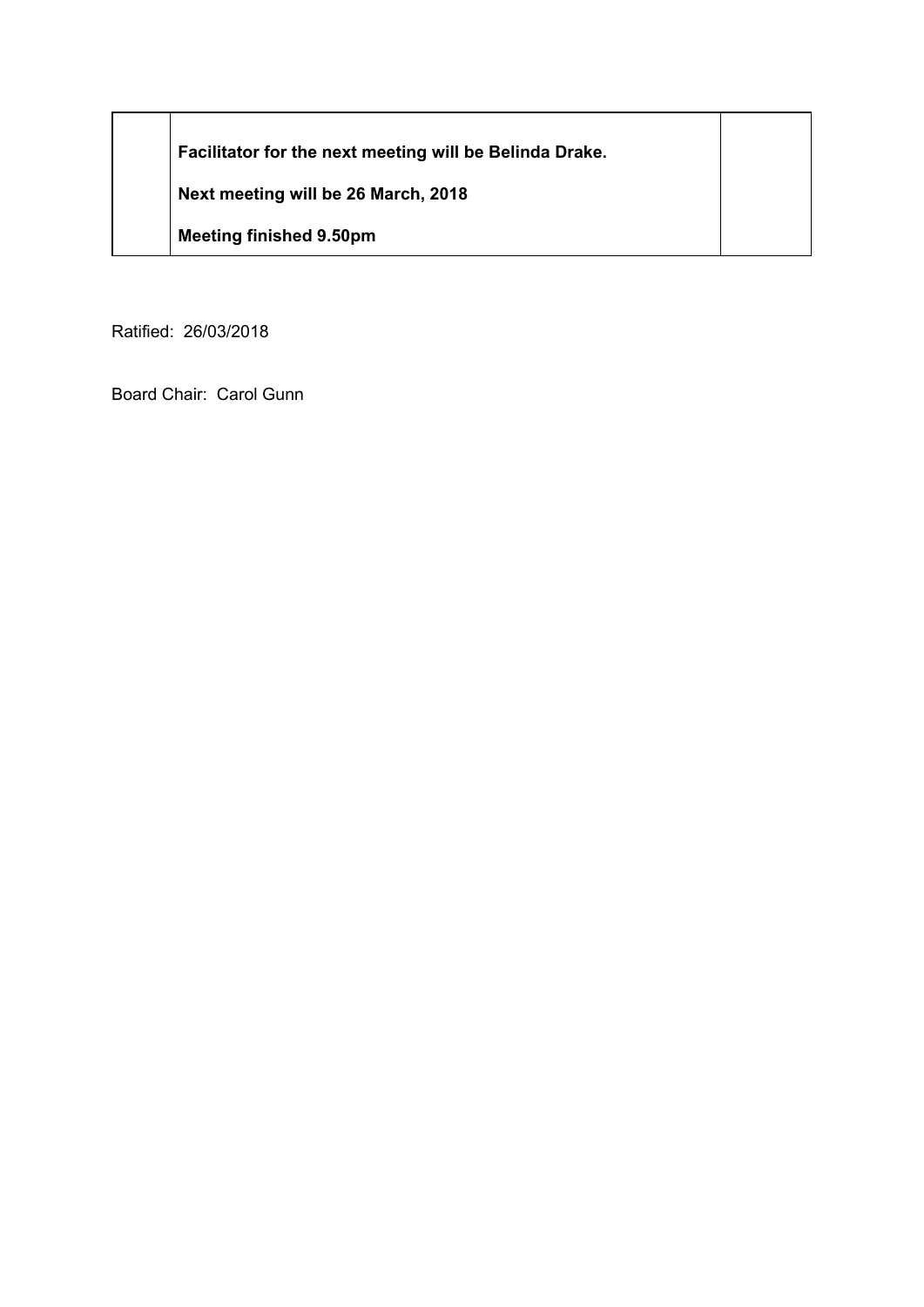| | | |
|---|---|---|
| | **Facilitator for the next meeting will be Belinda Drake.**<br><br>**Next meeting will be 26 March, 2018**<br><br>**Meeting finished 9.50pm** | |

Ratified: 26/03/2018

Board Chair: Carol Gunn